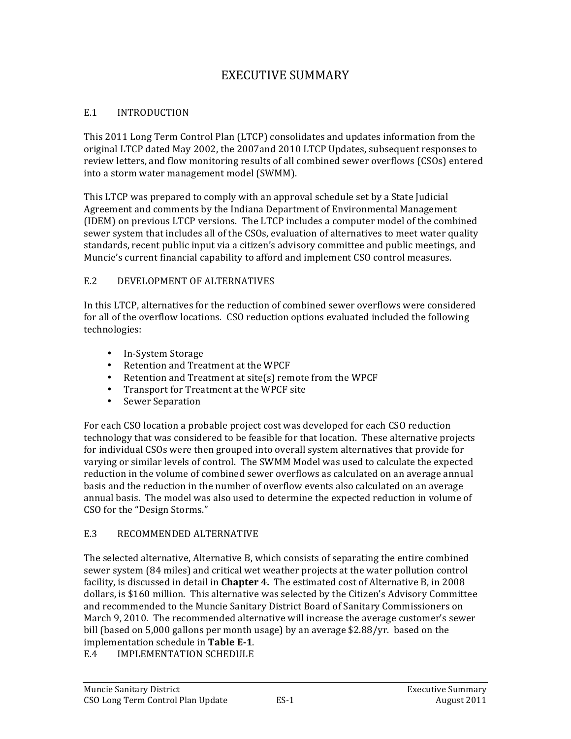# EXECUTIVE SUMMARY

## E.1 INTRODUCTION

This 2011 Long Term Control Plan (LTCP) consolidates and updates information from the original LTCP dated May 2002, the 2007and 2010 LTCP Updates, subsequent responses to review letters, and flow monitoring results of all combined sewer overflows (CSOs) entered into a storm water management model (SWMM).

This LTCP was prepared to comply with an approval schedule set by a State Judicial Agreement and comments by the Indiana Department of Environmental Management (IDEM) on previous LTCP versions. The LTCP includes a computer model of the combined sewer system that includes all of the CSOs, evaluation of alternatives to meet water quality standards, recent public input via a citizen's advisory committee and public meetings, and Muncie's current financial capability to afford and implement CSO control measures.

## E.2 DEVELOPMENT OF ALTERNATIVES

In this LTCP, alternatives for the reduction of combined sewer overflows were considered for all of the overflow locations. CSO reduction options evaluated included the following technologies:

- In-System Storage
- Retention and Treatment at the WPCF
- Retention and Treatment at site(s) remote from the WPCF
- Transport for Treatment at the WPCF site
- Sewer Separation

For each CSO location a probable project cost was developed for each CSO reduction technology that was considered to be feasible for that location. These alternative projects for individual CSOs were then grouped into overall system alternatives that provide for varying or similar levels of control. The SWMM Model was used to calculate the expected reduction in the volume of combined sewer overflows as calculated on an average annual basis and the reduction in the number of overflow events also calculated on an average annual basis. The model was also used to determine the expected reduction in volume of CSO for the "Design Storms."

## E.3 RECOMMENDED ALTERNATIVE

The selected alternative, Alternative B, which consists of separating the entire combined sewer system (84 miles) and critical wet weather projects at the water pollution control facility, is discussed in detail in **Chapter 4.** The estimated cost of Alternative B, in 2008 dollars, is $160 million. This alternative was selected by the Citizen's Advisory Committee and recommended to the Muncie Sanitary District Board of Sanitary Commissioners on March 9, 2010. The recommended alternative will increase the average customer's sewer bill (based on 5,000 gallons per month usage) by an average $2.88/yr. based on the implementation schedule in **Table E-1**.

## E.4 IMPLEMENTATION SCHEDULE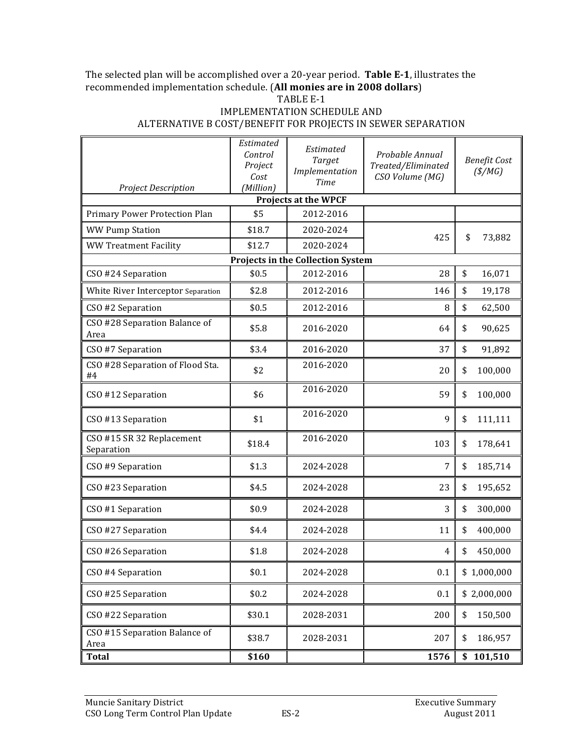The selected plan will be accomplished over a 20-year period. **Table E-1**, illustrates the recommended implementation schedule. (**All monies are in 2008 dollars**)

TABLE E-1
IMPLEMENTATION SCHEDULE AND
ALTERNATIVE B COST/BENEFIT FOR PROJECTS IN SEWER SEPARATION

| *Project Description* | *Estimated Control Project Cost (Million)* | *Estimated Target Implementation Time* | *Probable Annual Treated/Eliminated CSO Volume (MG)* | *Benefit Cost ($/MG)* |
|---|---|---|---|---|
| **Projects at the WPCF** | | | | |
| Primary Power Protection Plan | $5 | 2012-2016 | | |
| WW Pump Station | $18.7 | 2020-2024 | 425 | $ 73,882 |
| WW Treatment Facility | $12.7 | 2020-2024 | | |
| **Projects in the Collection System** | | | | |
| CSO #24 Separation | $0.5 | 2012-2016 | 28 | $ 16,071 |
| White River Interceptor Separation | $2.8 | 2012-2016 | 146 | $ 19,178 |
| CSO #2 Separation | $0.5 | 2012-2016 | 8 | $ 62,500 |
| CSO #28 Separation Balance of Area | $5.8 | 2016-2020 | 64 | $ 90,625 |
| CSO #7 Separation | $3.4 | 2016-2020 | 37 | $ 91,892 |
| CSO #28 Separation of Flood Sta. #4 | $2 | 2016-2020 | 20 | $ 100,000 |
| CSO #12 Separation | $6 | 2016-2020 | 59 | $ 100,000 |
| CSO #13 Separation | $1 | 2016-2020 | 9 | $ 111,111 |
| CSO #15 SR 32 Replacement Separation | $18.4 | 2016-2020 | 103 | $ 178,641 |
| CSO #9 Separation | $1.3 | 2024-2028 | 7 | $ 185,714 |
| CSO #23 Separation | $4.5 | 2024-2028 | 23 | $ 195,652 |
| CSO #1 Separation | $0.9 | 2024-2028 | 3 | $ 300,000 |
| CSO #27 Separation | $4.4 | 2024-2028 | 11 | $ 400,000 |
| CSO #26 Separation | $1.8 | 2024-2028 | 4 | $ 450,000 |
| CSO #4 Separation | $0.1 | 2024-2028 | 0.1 | $ 1,000,000 |
| CSO #25 Separation | $0.2 | 2024-2028 | 0.1 | $ 2,000,000 |
| CSO #22 Separation | $30.1 | 2028-2031 | 200 | $ 150,500 |
| CSO #15 Separation Balance of Area | $38.7 | 2028-2031 | 207 | $ 186,957 |
| **Total** | **$160** | | **1576** | **$ 101,510** |